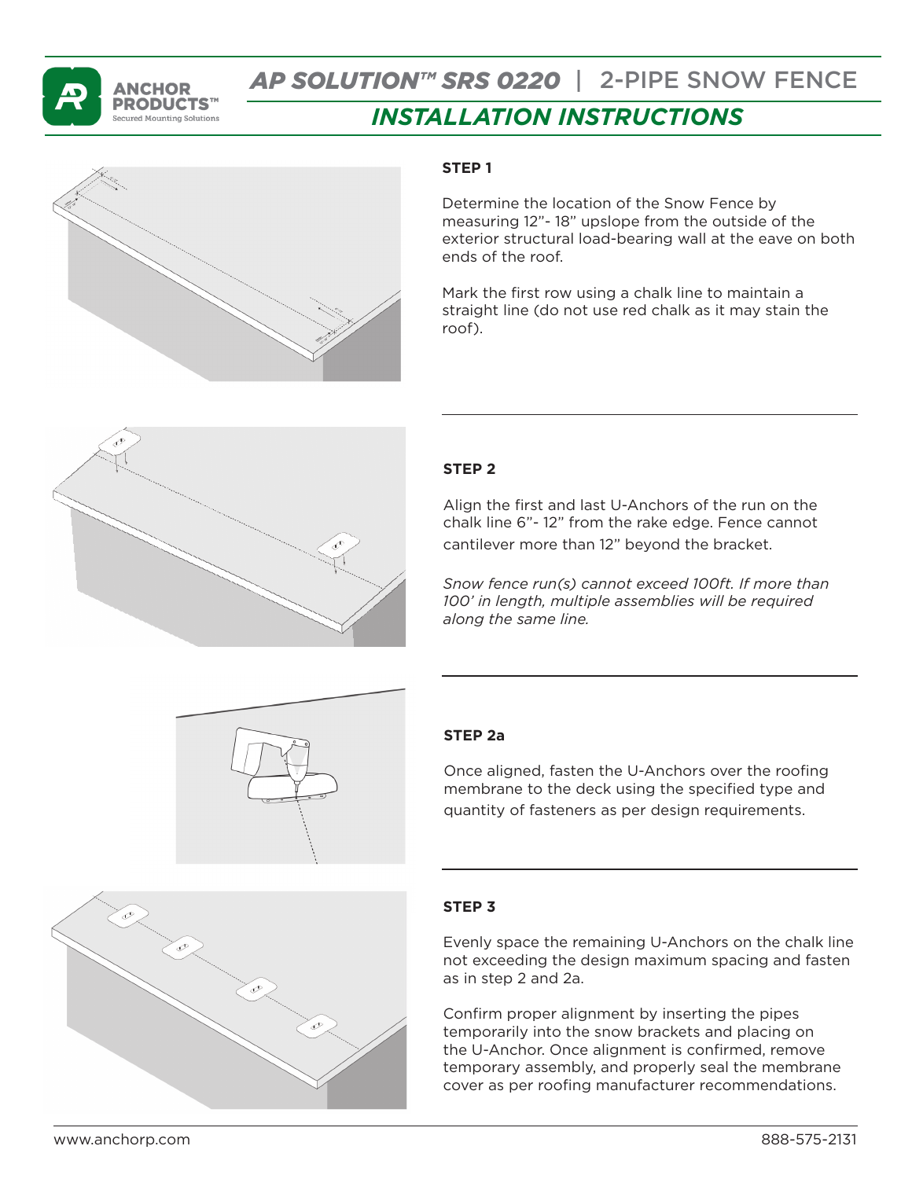# AP SOLUTION™ SRS 0220 | 2-PIPE SNOW FENCE

## INSTALLATION INSTRUCTIONS

### STEP 1

Determine the location of the Snow Fence by measuring 12"- 18" upslope from the outside of the exterior structural load-bearing wall at the eave on both ends of the roof.

Mark the first row using a chalk line to maintain a straight line (do not use red chalk as it may stain the roof).

### STEP 2

Align the first and last U-Anchors of the run on the chalk line 6"- 12" from the rake edge. Fence cannot cantilever more than 12" beyond the bracket.

*Snow fence run(s) cannot exceed 100ft. If more than 100' in length, multiple assemblies will be required along the same line.*

### STEP 2a

Once aligned, fasten the U-Anchors over the roofing membrane to the deck using the specified type and quantity of fasteners as per design requirements.

### STEP 3

Evenly space the remaining U-Anchors on the chalk line not exceeding the design maximum spacing and fasten as in step 2 and 2a.

Confirm proper alignment by inserting the pipes temporarily into the snow brackets and placing on the U-Anchor. Once alignment is confirmed, remove temporary assembly, and properly seal the membrane cover as per roofing manufacturer recommendations.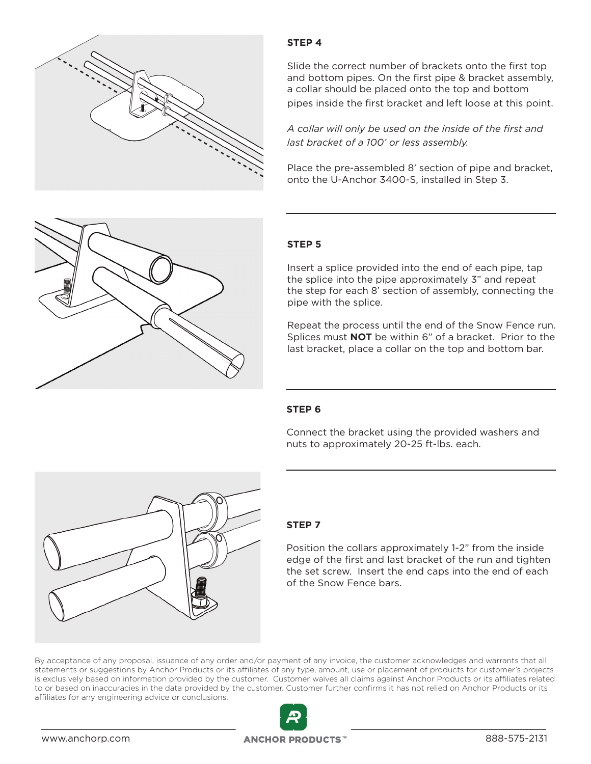### STEP 4

Slide the correct number of brackets onto the first top and bottom pipes. On the first pipe & bracket assembly, a collar should be placed onto the top and bottom pipes inside the first bracket and left loose at this point.

*A collar will only be used on the inside of the first and last bracket of a 100' or less assembly.*

Place the pre-assembled 8' section of pipe and bracket, onto the U-Anchor 3400-S, installed in Step 3.

### STEP 5

Insert a splice provided into the end of each pipe, tap the splice into the pipe approximately 3" and repeat the step for each 8' section of assembly, connecting the pipe with the splice.

Repeat the process until the end of the Snow Fence run. Splices must **NOT** be within 6" of a bracket. Prior to the last bracket, place a collar on the top and bottom bar.

### STEP 6

Connect the bracket using the provided washers and nuts to approximately 20-25 ft-lbs. each.

### STEP 7

Position the collars approximately 1-2" from the inside edge of the first and last bracket of the run and tighten the set screw. Insert the end caps into the end of each of the Snow Fence bars.

By acceptance of any proposal, issuance of any order and/or payment of any invoice, the customer acknowledges and warrants that all statements or suggestions by Anchor Products or its affiliates of any type, amount, use or placement of products for customer's projects is exclusively based on information provided by the customer. Customer waives all claims against Anchor Products or its affiliates related to or based on inaccuracies in the data provided by the customer. Customer further confirms it has not relied on Anchor Products or its affiliates for any engineering advice or conclusions.

www.anchorp.com ANCHOR PRODUCTS™ 888-575-2131